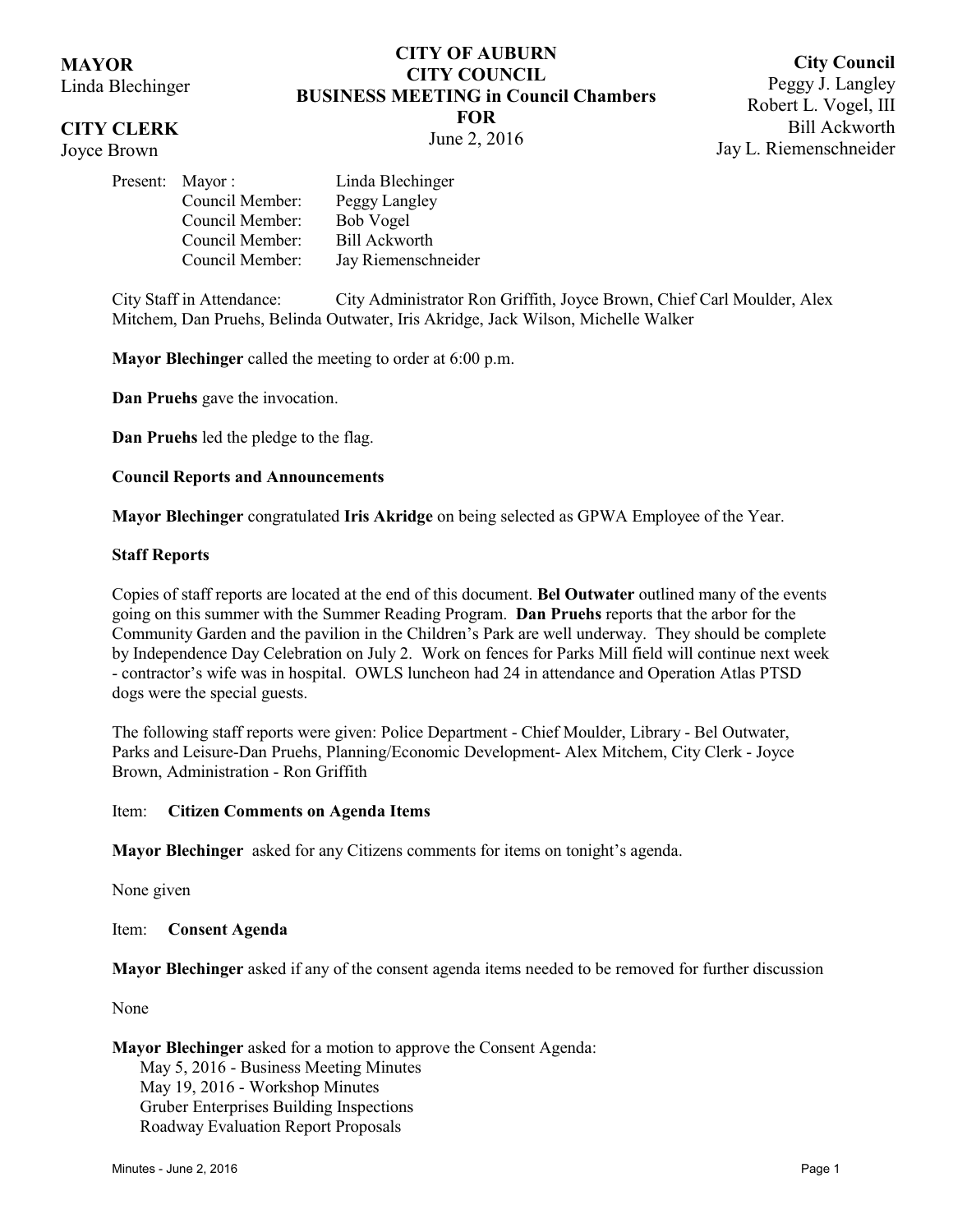**MAYOR**
Linda Blechinger

**CITY CLERK**
Joyce Brown

# CITY OF AUBURN
# CITY COUNCIL
## BUSINESS MEETING in Council Chambers
## FOR
June 2, 2016

**City Council**
Peggy J. Langley
Robert L. Vogel, III
Bill Ackworth
Jay L. Riemenschneider

| | | |
|---|---|---|
| Present: | Mayor : | Linda Blechinger |
| | Council Member: | Peggy Langley |
| | Council Member: | Bob Vogel |
| | Council Member: | Bill Ackworth |
| | Council Member: | Jay Riemenschneider |

City Staff in Attendance: City Administrator Ron Griffith, Joyce Brown, Chief Carl Moulder, Alex Mitchem, Dan Pruehs, Belinda Outwater, Iris Akridge, Jack Wilson, Michelle Walker

**Mayor Blechinger** called the meeting to order at 6:00 p.m.

**Dan Pruehs** gave the invocation.

**Dan Pruehs** led the pledge to the flag.

**Council Reports and Announcements**

**Mayor Blechinger** congratulated **Iris Akridge** on being selected as GPWA Employee of the Year.

**Staff Reports**

Copies of staff reports are located at the end of this document. **Bel Outwater** outlined many of the events going on this summer with the Summer Reading Program. **Dan Pruehs** reports that the arbor for the Community Garden and the pavilion in the Children's Park are well underway. They should be complete by Independence Day Celebration on July 2. Work on fences for Parks Mill field will continue next week - contractor's wife was in hospital. OWLS luncheon had 24 in attendance and Operation Atlas PTSD dogs were the special guests.

The following staff reports were given: Police Department - Chief Moulder, Library - Bel Outwater, Parks and Leisure-Dan Pruehs, Planning/Economic Development- Alex Mitchem, City Clerk - Joyce Brown, Administration - Ron Griffith

Item: **Citizen Comments on Agenda Items**

**Mayor Blechinger** asked for any Citizens comments for items on tonight's agenda.

None given

Item: **Consent Agenda**

**Mayor Blechinger** asked if any of the consent agenda items needed to be removed for further discussion

None

**Mayor Blechinger** asked for a motion to approve the Consent Agenda:

May 5, 2016 - Business Meeting Minutes
May 19, 2016 - Workshop Minutes
Gruber Enterprises Building Inspections
Roadway Evaluation Report Proposals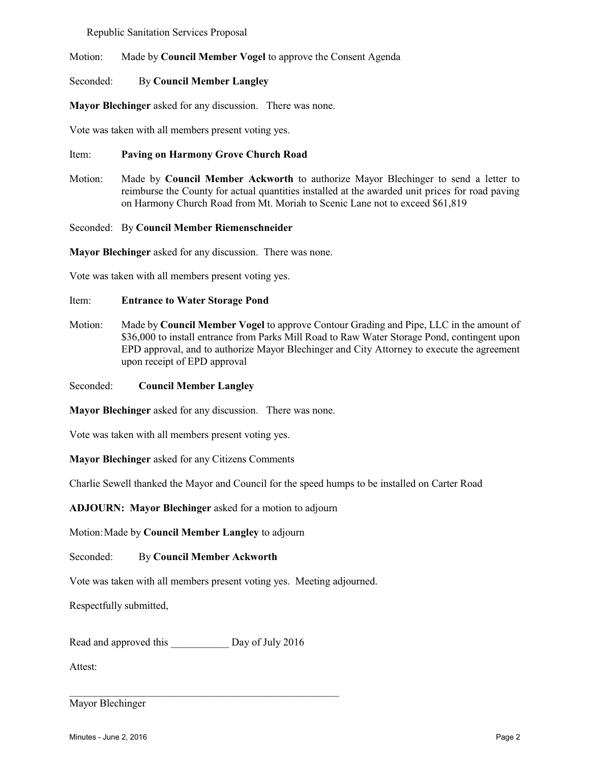Republic Sanitation Services Proposal

Motion: Made by **Council Member Vogel** to approve the Consent Agenda

Seconded: By **Council Member Langley**

**Mayor Blechinger** asked for any discussion. There was none.

Vote was taken with all members present voting yes.

Item: **Paving on Harmony Grove Church Road**

Motion: Made by **Council Member Ackworth** to authorize Mayor Blechinger to send a letter to reimburse the County for actual quantities installed at the awarded unit prices for road paving on Harmony Church Road from Mt. Moriah to Scenic Lane not to exceed $61,819

Seconded: By **Council Member Riemenschneider**

**Mayor Blechinger** asked for any discussion. There was none.

Vote was taken with all members present voting yes.

Item: **Entrance to Water Storage Pond**

Motion: Made by **Council Member Vogel** to approve Contour Grading and Pipe, LLC in the amount of $36,000 to install entrance from Parks Mill Road to Raw Water Storage Pond, contingent upon EPD approval, and to authorize Mayor Blechinger and City Attorney to execute the agreement upon receipt of EPD approval

Seconded: **Council Member Langley**

**Mayor Blechinger** asked for any discussion. There was none.

Vote was taken with all members present voting yes.

**Mayor Blechinger** asked for any Citizens Comments

Charlie Sewell thanked the Mayor and Council for the speed humps to be installed on Carter Road

**ADJOURN: Mayor Blechinger** asked for a motion to adjourn

Motion: Made by **Council Member Langley** to adjourn

Seconded: By **Council Member Ackworth**

Vote was taken with all members present voting yes. Meeting adjourned.

Respectfully submitted,

Read and approved this ___________ Day of July 2016

Attest:

_______________________________________________________

Mayor Blechinger